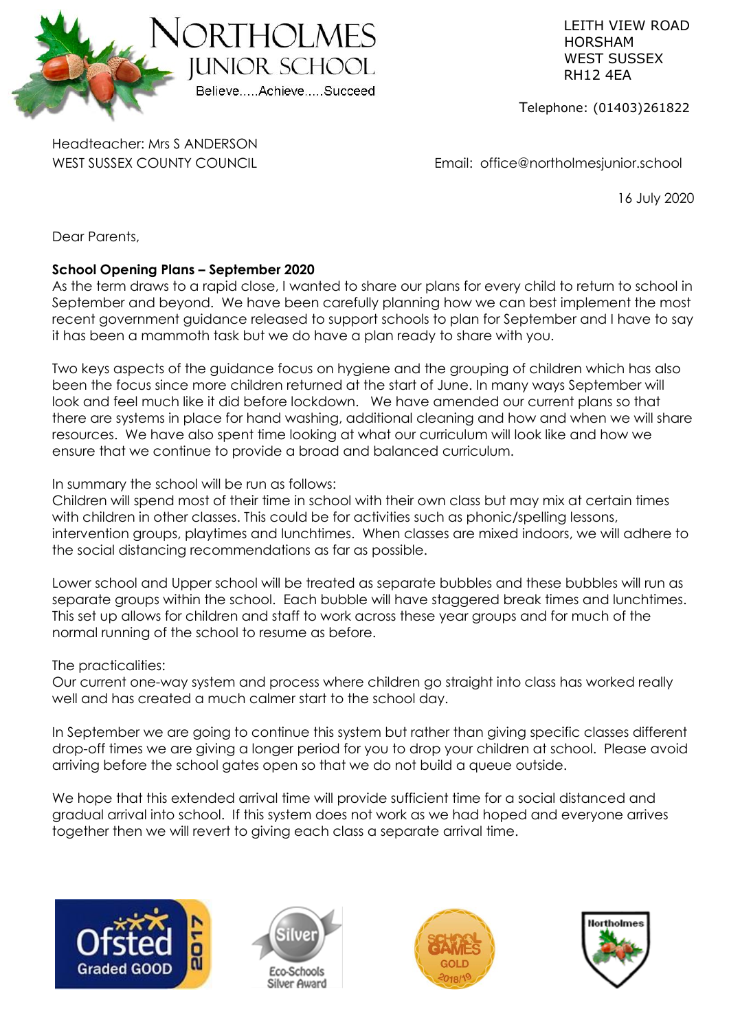# NORTHOLMES JUNIOR SCHOOL

Believe.....Achieve.....Succeed

LEITH VIEW ROAD
HORSHAM
WEST SUSSEX
RH12 4EA

Telephone: (01403)261822

Headteacher: Mrs S ANDERSON
WEST SUSSEX COUNTY COUNCIL

Email: office@northolmesjunior.school

16 July 2020

Dear Parents,

**School Opening Plans – September 2020**

As the term draws to a rapid close, I wanted to share our plans for every child to return to school in September and beyond. We have been carefully planning how we can best implement the most recent government guidance released to support schools to plan for September and I have to say it has been a mammoth task but we do have a plan ready to share with you.

Two keys aspects of the guidance focus on hygiene and the grouping of children which has also been the focus since more children returned at the start of June. In many ways September will look and feel much like it did before lockdown. We have amended our current plans so that there are systems in place for hand washing, additional cleaning and how and when we will share resources. We have also spent time looking at what our curriculum will look like and how we ensure that we continue to provide a broad and balanced curriculum.

In summary the school will be run as follows:
Children will spend most of their time in school with their own class but may mix at certain times with children in other classes. This could be for activities such as phonic/spelling lessons, intervention groups, playtimes and lunchtimes. When classes are mixed indoors, we will adhere to the social distancing recommendations as far as possible.

Lower school and Upper school will be treated as separate bubbles and these bubbles will run as separate groups within the school. Each bubble will have staggered break times and lunchtimes. This set up allows for children and staff to work across these year groups and for much of the normal running of the school to resume as before.

The practicalities:
Our current one-way system and process where children go straight into class has worked really well and has created a much calmer start to the school day.

In September we are going to continue this system but rather than giving specific classes different drop-off times we are giving a longer period for you to drop your children at school. Please avoid arriving before the school gates open so that we do not build a queue outside.

We hope that this extended arrival time will provide sufficient time for a social distanced and gradual arrival into school. If this system does not work as we had hoped and everyone arrives together then we will revert to giving each class a separate arrival time.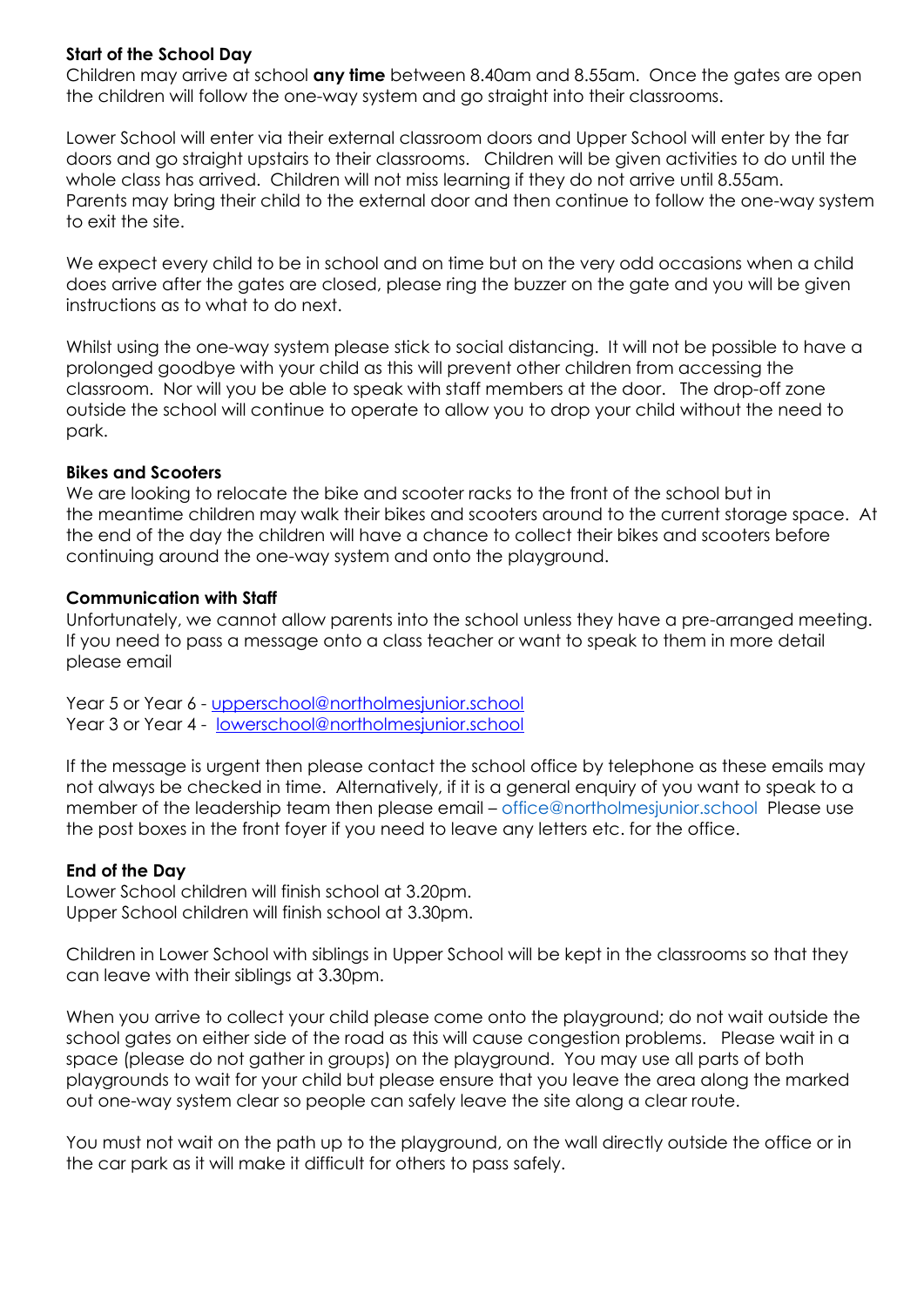**Start of the School Day**
Children may arrive at school **any time** between 8.40am and 8.55am. Once the gates are open the children will follow the one-way system and go straight into their classrooms.

Lower School will enter via their external classroom doors and Upper School will enter by the far doors and go straight upstairs to their classrooms. Children will be given activities to do until the whole class has arrived. Children will not miss learning if they do not arrive until 8.55am. Parents may bring their child to the external door and then continue to follow the one-way system to exit the site.

We expect every child to be in school and on time but on the very odd occasions when a child does arrive after the gates are closed, please ring the buzzer on the gate and you will be given instructions as to what to do next.

Whilst using the one-way system please stick to social distancing. It will not be possible to have a prolonged goodbye with your child as this will prevent other children from accessing the classroom. Nor will you be able to speak with staff members at the door. The drop-off zone outside the school will continue to operate to allow you to drop your child without the need to park.

**Bikes and Scooters**
We are looking to relocate the bike and scooter racks to the front of the school but in the meantime children may walk their bikes and scooters around to the current storage space. At the end of the day the children will have a chance to collect their bikes and scooters before continuing around the one-way system and onto the playground.

**Communication with Staff**
Unfortunately, we cannot allow parents into the school unless they have a pre-arranged meeting. If you need to pass a message onto a class teacher or want to speak to them in more detail please email

Year 5 or Year 6 - upperschool@northolmesjunior.school
Year 3 or Year 4 - lowerschool@northolmesjunior.school

If the message is urgent then please contact the school office by telephone as these emails may not always be checked in time. Alternatively, if it is a general enquiry of you want to speak to a member of the leadership team then please email – office@northolmesjunior.school Please use the post boxes in the front foyer if you need to leave any letters etc. for the office.

**End of the Day**
Lower School children will finish school at 3.20pm.
Upper School children will finish school at 3.30pm.

Children in Lower School with siblings in Upper School will be kept in the classrooms so that they can leave with their siblings at 3.30pm.

When you arrive to collect your child please come onto the playground; do not wait outside the school gates on either side of the road as this will cause congestion problems. Please wait in a space (please do not gather in groups) on the playground. You may use all parts of both playgrounds to wait for your child but please ensure that you leave the area along the marked out one-way system clear so people can safely leave the site along a clear route.

You must not wait on the path up to the playground, on the wall directly outside the office or in the car park as it will make it difficult for others to pass safely.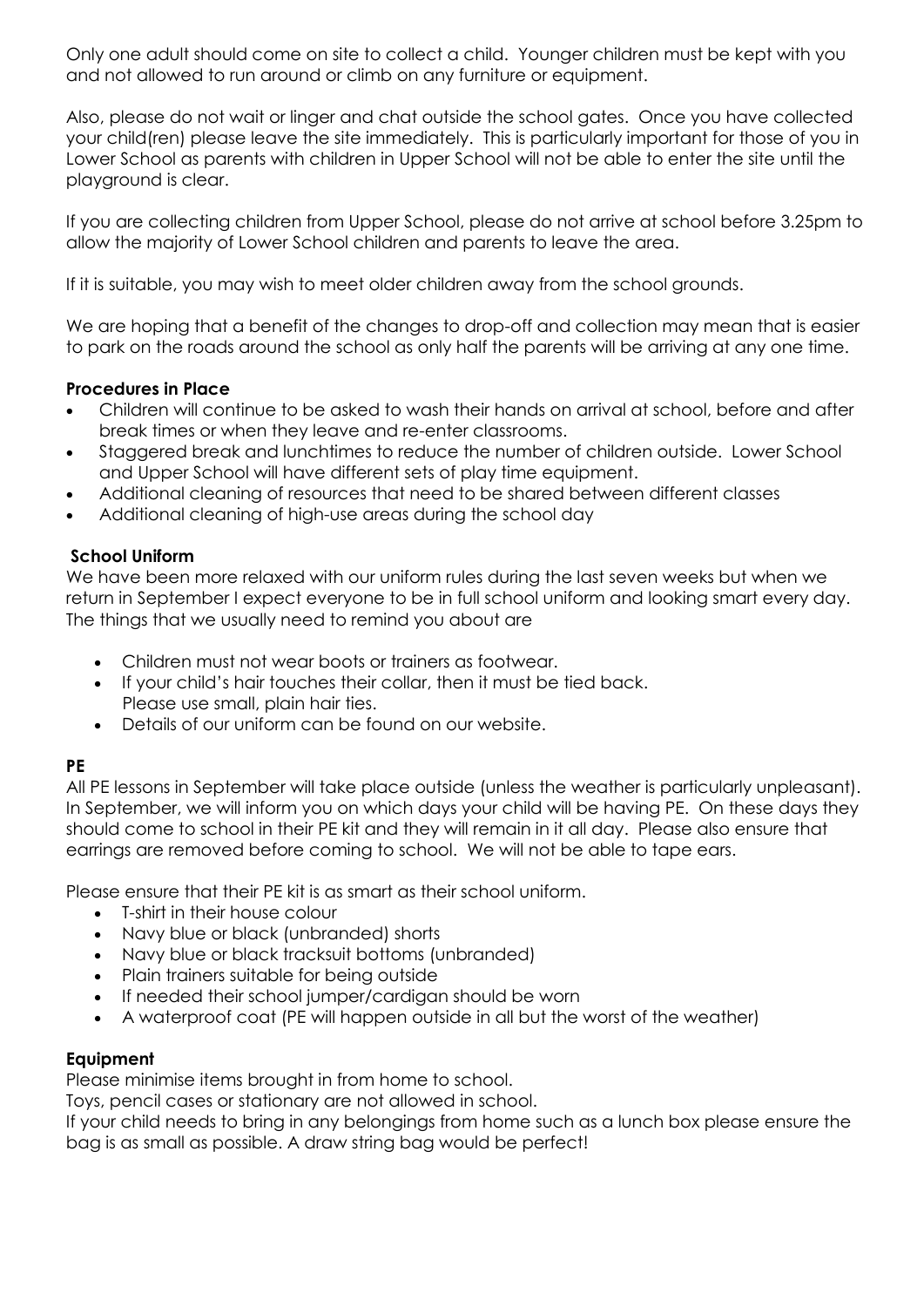Only one adult should come on site to collect a child. Younger children must be kept with you and not allowed to run around or climb on any furniture or equipment.

Also, please do not wait or linger and chat outside the school gates. Once you have collected your child(ren) please leave the site immediately. This is particularly important for those of you in Lower School as parents with children in Upper School will not be able to enter the site until the playground is clear.

If you are collecting children from Upper School, please do not arrive at school before 3.25pm to allow the majority of Lower School children and parents to leave the area.

If it is suitable, you may wish to meet older children away from the school grounds.

We are hoping that a benefit of the changes to drop-off and collection may mean that is easier to park on the roads around the school as only half the parents will be arriving at any one time.

**Procedures in Place**

- Children will continue to be asked to wash their hands on arrival at school, before and after break times or when they leave and re-enter classrooms.
- Staggered break and lunchtimes to reduce the number of children outside. Lower School and Upper School will have different sets of play time equipment.
- Additional cleaning of resources that need to be shared between different classes
- Additional cleaning of high-use areas during the school day

**School Uniform**

We have been more relaxed with our uniform rules during the last seven weeks but when we return in September I expect everyone to be in full school uniform and looking smart every day. The things that we usually need to remind you about are

- Children must not wear boots or trainers as footwear.
- If your child's hair touches their collar, then it must be tied back. Please use small, plain hair ties.
- Details of our uniform can be found on our website.

**PE**

All PE lessons in September will take place outside (unless the weather is particularly unpleasant). In September, we will inform you on which days your child will be having PE. On these days they should come to school in their PE kit and they will remain in it all day. Please also ensure that earrings are removed before coming to school. We will not be able to tape ears.

Please ensure that their PE kit is as smart as their school uniform.

- T-shirt in their house colour
- Navy blue or black (unbranded) shorts
- Navy blue or black tracksuit bottoms (unbranded)
- Plain trainers suitable for being outside
- If needed their school jumper/cardigan should be worn
- A waterproof coat (PE will happen outside in all but the worst of the weather)

**Equipment**

Please minimise items brought in from home to school.
Toys, pencil cases or stationary are not allowed in school.
If your child needs to bring in any belongings from home such as a lunch box please ensure the bag is as small as possible. A draw string bag would be perfect!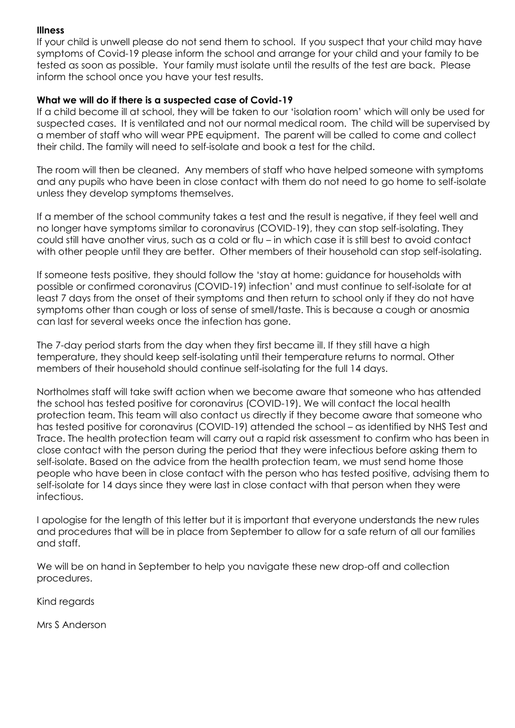**Illness**

If your child is unwell please do not send them to school. If you suspect that your child may have symptoms of Covid-19 please inform the school and arrange for your child and your family to be tested as soon as possible. Your family must isolate until the results of the test are back. Please inform the school once you have your test results.

**What we will do if there is a suspected case of Covid-19**

If a child become ill at school, they will be taken to our 'isolation room' which will only be used for suspected cases. It is ventilated and not our normal medical room. The child will be supervised by a member of staff who will wear PPE equipment. The parent will be called to come and collect their child. The family will need to self-isolate and book a test for the child.

The room will then be cleaned. Any members of staff who have helped someone with symptoms and any pupils who have been in close contact with them do not need to go home to self-isolate unless they develop symptoms themselves.

If a member of the school community takes a test and the result is negative, if they feel well and no longer have symptoms similar to coronavirus (COVID-19), they can stop self-isolating. They could still have another virus, such as a cold or flu – in which case it is still best to avoid contact with other people until they are better. Other members of their household can stop self-isolating.

If someone tests positive, they should follow the 'stay at home: guidance for households with possible or confirmed coronavirus (COVID-19) infection' and must continue to self-isolate for at least 7 days from the onset of their symptoms and then return to school only if they do not have symptoms other than cough or loss of sense of smell/taste. This is because a cough or anosmia can last for several weeks once the infection has gone.

The 7-day period starts from the day when they first became ill. If they still have a high temperature, they should keep self-isolating until their temperature returns to normal. Other members of their household should continue self-isolating for the full 14 days.

Northolmes staff will take swift action when we become aware that someone who has attended the school has tested positive for coronavirus (COVID-19). We will contact the local health protection team. This team will also contact us directly if they become aware that someone who has tested positive for coronavirus (COVID-19) attended the school – as identified by NHS Test and Trace. The health protection team will carry out a rapid risk assessment to confirm who has been in close contact with the person during the period that they were infectious before asking them to self-isolate. Based on the advice from the health protection team, we must send home those people who have been in close contact with the person who has tested positive, advising them to self-isolate for 14 days since they were last in close contact with that person when they were infectious.

I apologise for the length of this letter but it is important that everyone understands the new rules and procedures that will be in place from September to allow for a safe return of all our families and staff.

We will be on hand in September to help you navigate these new drop-off and collection procedures.

Kind regards

Mrs S Anderson